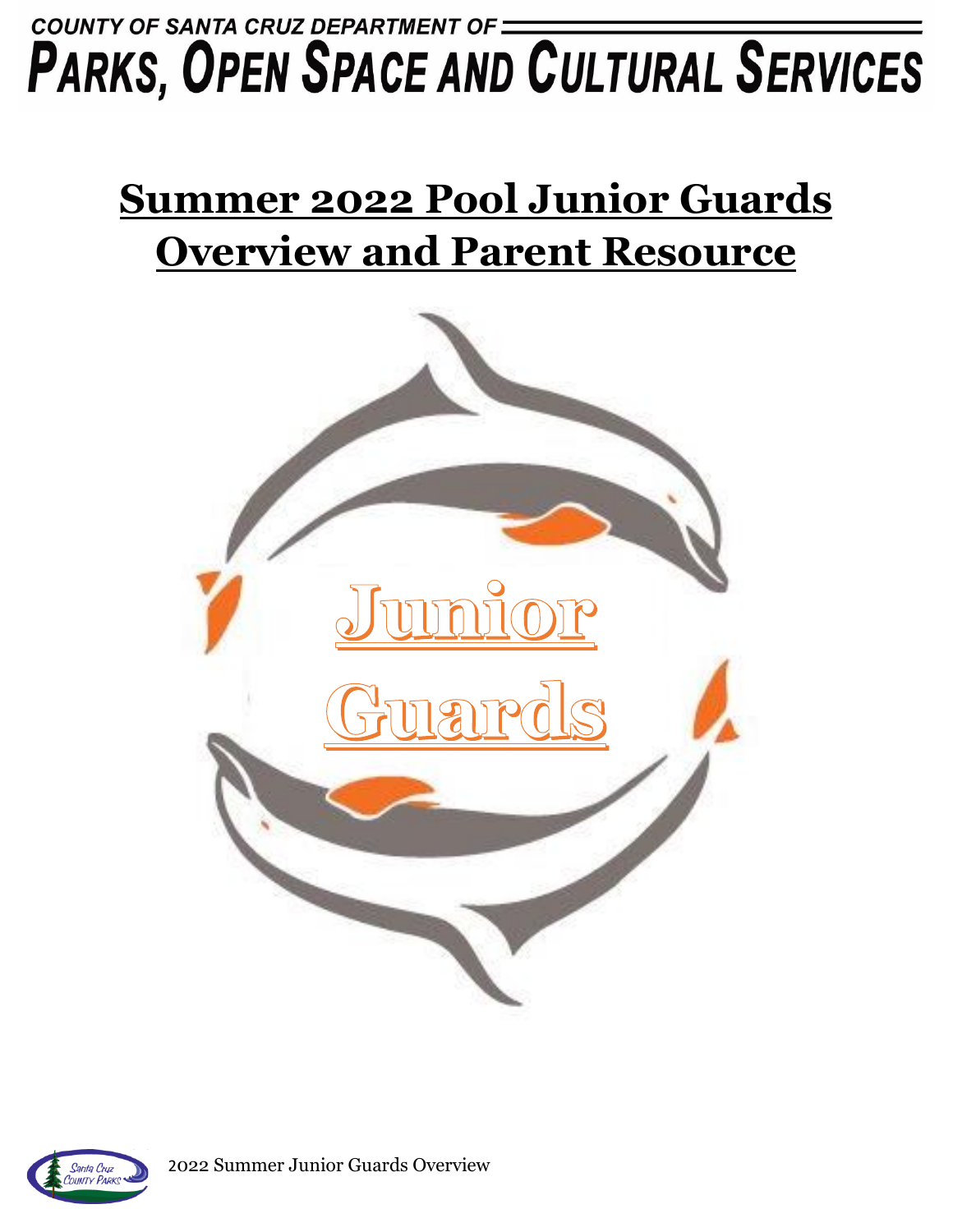COUNTY OF SANTA CRUZ DEPARTMENT OF

# PARKS, OPEN SPACE AND CULTURAL SERVICES

# Summer 2022 Pool Junior Guards Overview and Parent Resource

Junior Guards

2022 Summer Junior Guards Overview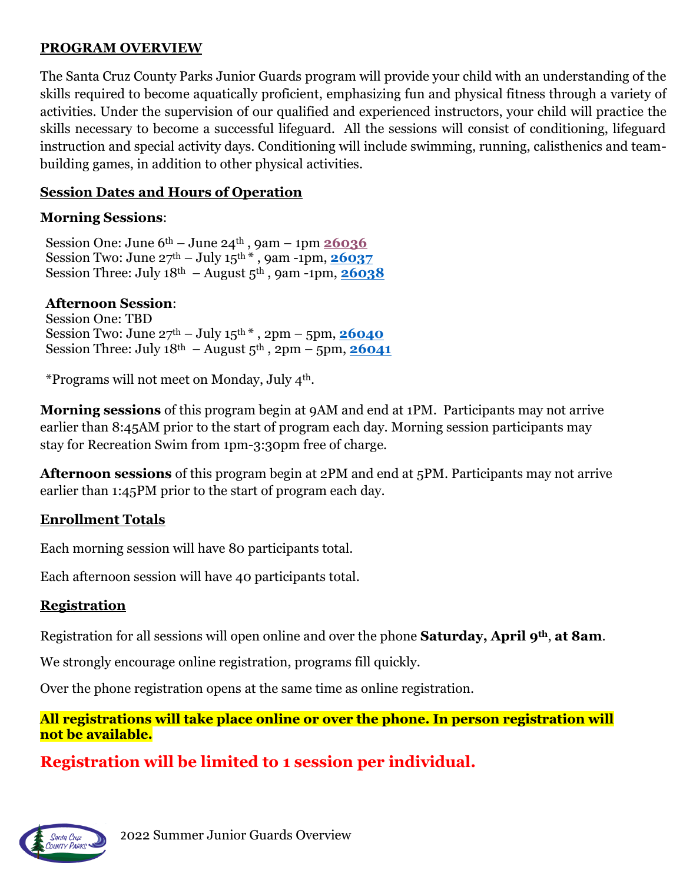## PROGRAM OVERVIEW

The Santa Cruz County Parks Junior Guards program will provide your child with an understanding of the skills required to become aquatically proficient, emphasizing fun and physical fitness through a variety of activities. Under the supervision of our qualified and experienced instructors, your child will practice the skills necessary to become a successful lifeguard. All the sessions will consist of conditioning, lifeguard instruction and special activity days. Conditioning will include swimming, running, calisthenics and team-building games, in addition to other physical activities.

### Session Dates and Hours of Operation

**Morning Sessions**:

Session One: June 6th – June 24th , 9am – 1pm **26036**
Session Two: June 27th – July 15th * , 9am -1pm, **26037**
Session Three: July 18th – August 5th , 9am -1pm, **26038**

**Afternoon Session**:
Session One: TBD
Session Two: June 27th – July 15th * , 2pm – 5pm, **26040**
Session Three: July 18th – August 5th , 2pm – 5pm, **26041**

*Programs will not meet on Monday, July 4th.

**Morning sessions** of this program begin at 9AM and end at 1PM. Participants may not arrive earlier than 8:45AM prior to the start of program each day. Morning session participants may stay for Recreation Swim from 1pm-3:30pm free of charge.

**Afternoon sessions** of this program begin at 2PM and end at 5PM. Participants may not arrive earlier than 1:45PM prior to the start of program each day.

### Enrollment Totals

Each morning session will have 80 participants total.

Each afternoon session will have 40 participants total.

### Registration

Registration for all sessions will open online and over the phone **Saturday, April 9th, at 8am**.

We strongly encourage online registration, programs fill quickly.

Over the phone registration opens at the same time as online registration.

**All registrations will take place online or over the phone. In person registration will not be available.**

**Registration will be limited to 1 session per individual.**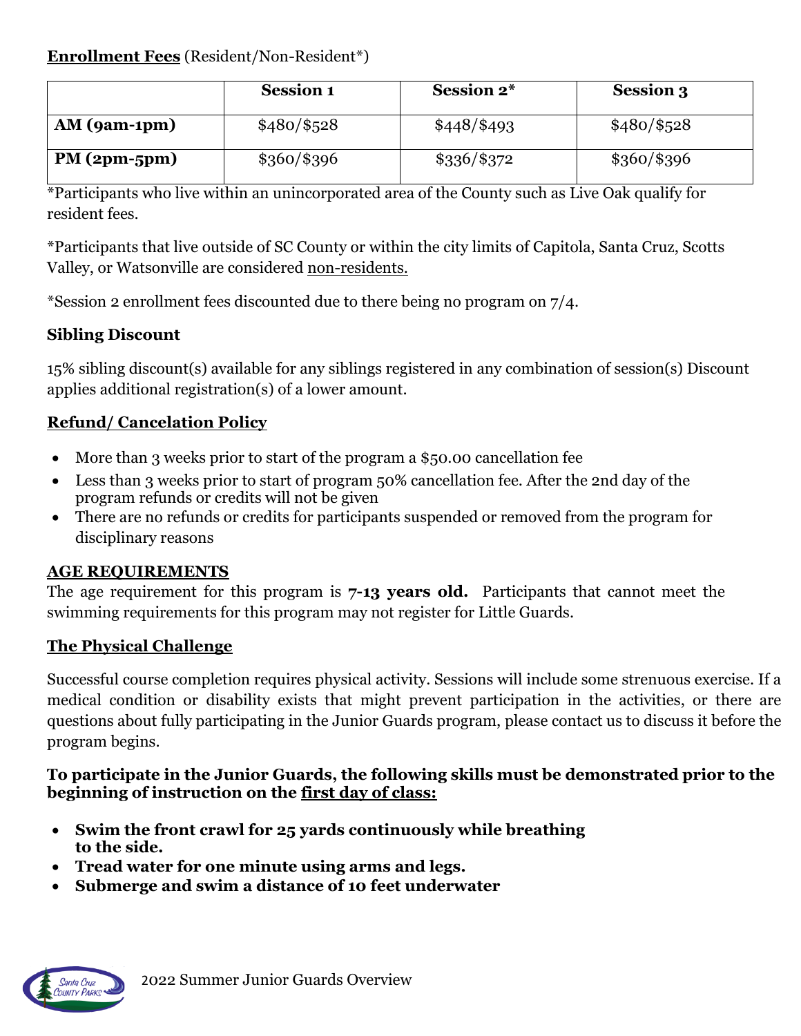**Enrollment Fees** (Resident/Non-Resident*)

| | Session 1 | Session 2* | Session 3 |
|---|---|---|---|
| **AM (9am-1pm)** | $480/$528 | $448/$493 | $480/$528 |
| **PM (2pm-5pm)** | $360/$396 | $336/$372 | $360/$396 |

*Participants who live within an unincorporated area of the County such as Live Oak qualify for resident fees.

*Participants that live outside of SC County or within the city limits of Capitola, Santa Cruz, Scotts Valley, or Watsonville are considered non-residents.

*Session 2 enrollment fees discounted due to there being no program on 7/4.

### Sibling Discount

15% sibling discount(s) available for any siblings registered in any combination of session(s) Discount applies additional registration(s) of a lower amount.

### Refund/ Cancelation Policy

- More than 3 weeks prior to start of the program a $50.00 cancellation fee
- Less than 3 weeks prior to start of program 50% cancellation fee. After the 2nd day of the program refunds or credits will not be given
- There are no refunds or credits for participants suspended or removed from the program for disciplinary reasons

### AGE REQUIREMENTS

The age requirement for this program is **7-13 years old.** Participants that cannot meet the swimming requirements for this program may not register for Little Guards.

### The Physical Challenge

Successful course completion requires physical activity. Sessions will include some strenuous exercise. If a medical condition or disability exists that might prevent participation in the activities, or there are questions about fully participating in the Junior Guards program, please contact us to discuss it before the program begins.

**To participate in the Junior Guards, the following skills must be demonstrated prior to the beginning of instruction on the first day of class:**

- **Swim the front crawl for 25 yards continuously while breathing to the side.**
- **Tread water for one minute using arms and legs.**
- **Submerge and swim a distance of 10 feet underwater**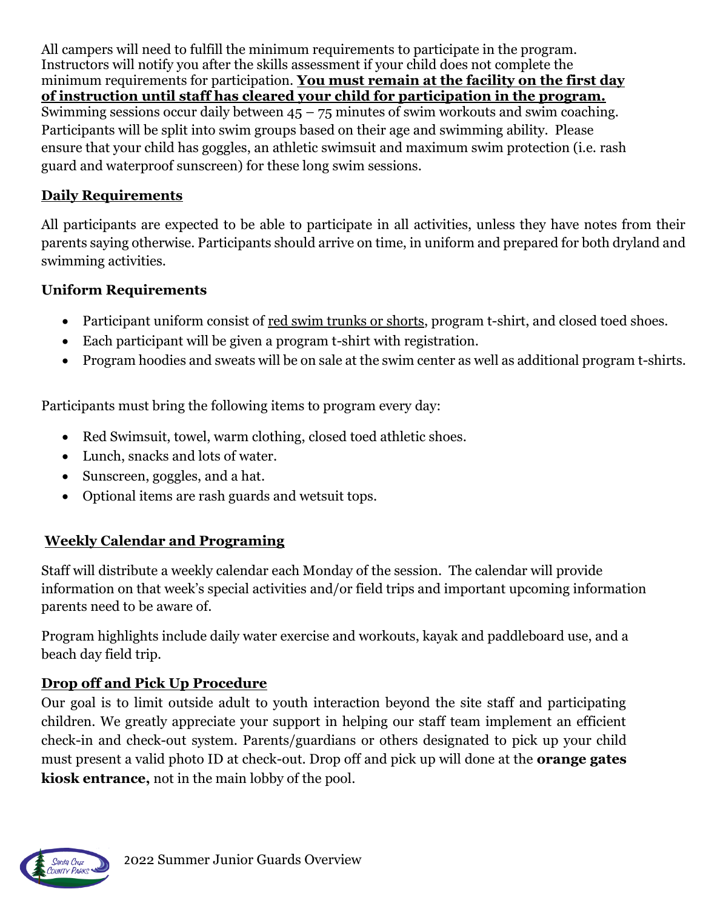All campers will need to fulfill the minimum requirements to participate in the program. Instructors will notify you after the skills assessment if your child does not complete the minimum requirements for participation. **You must remain at the facility on the first day of instruction until staff has cleared your child for participation in the program.** Swimming sessions occur daily between 45 – 75 minutes of swim workouts and swim coaching. Participants will be split into swim groups based on their age and swimming ability. Please ensure that your child has goggles, an athletic swimsuit and maximum swim protection (i.e. rash guard and waterproof sunscreen) for these long swim sessions.

## Daily Requirements

All participants are expected to be able to participate in all activities, unless they have notes from their parents saying otherwise. Participants should arrive on time, in uniform and prepared for both dryland and swimming activities.

### Uniform Requirements

- Participant uniform consist of red swim trunks or shorts, program t-shirt, and closed toed shoes.
- Each participant will be given a program t-shirt with registration.
- Program hoodies and sweats will be on sale at the swim center as well as additional program t-shirts.

Participants must bring the following items to program every day:

- Red Swimsuit, towel, warm clothing, closed toed athletic shoes.
- Lunch, snacks and lots of water.
- Sunscreen, goggles, and a hat.
- Optional items are rash guards and wetsuit tops.

## Weekly Calendar and Programing

Staff will distribute a weekly calendar each Monday of the session. The calendar will provide information on that week's special activities and/or field trips and important upcoming information parents need to be aware of.

Program highlights include daily water exercise and workouts, kayak and paddleboard use, and a beach day field trip.

## Drop off and Pick Up Procedure

Our goal is to limit outside adult to youth interaction beyond the site staff and participating children. We greatly appreciate your support in helping our staff team implement an efficient check-in and check-out system. Parents/guardians or others designated to pick up your child must present a valid photo ID at check-out. Drop off and pick up will done at the **orange gates kiosk entrance,** not in the main lobby of the pool.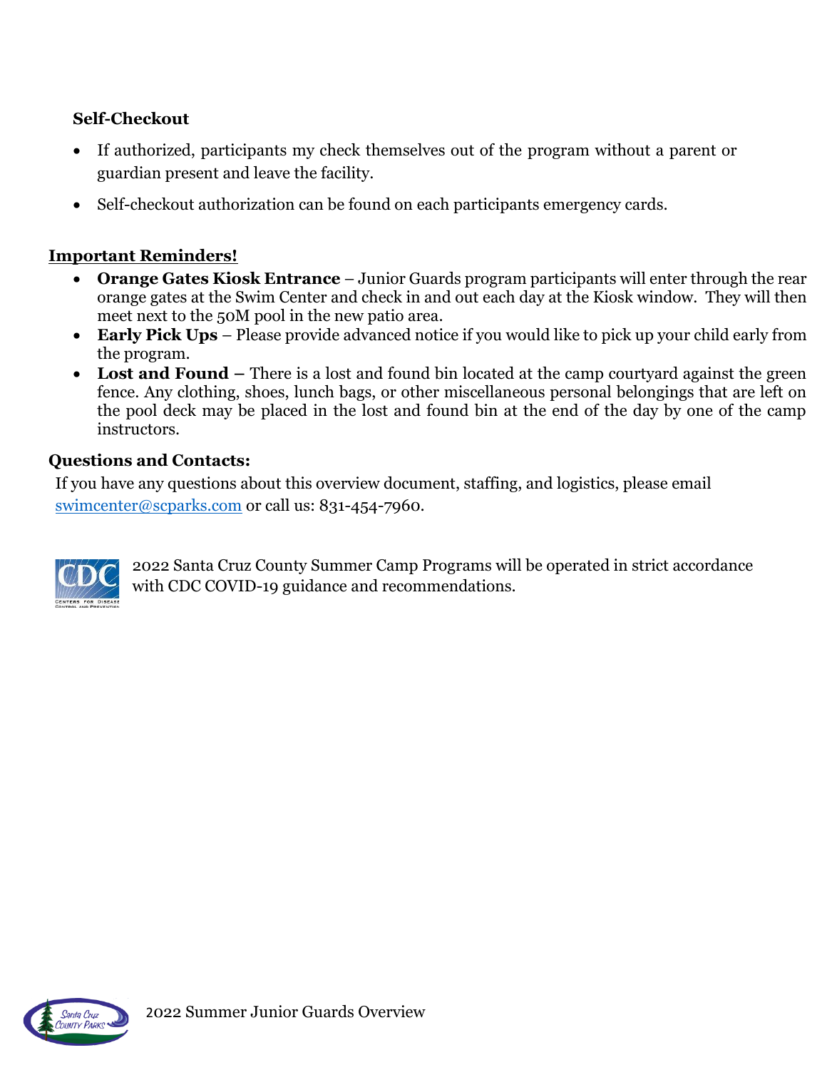**Self-Checkout**

- If authorized, participants my check themselves out of the program without a parent or guardian present and leave the facility.
- Self-checkout authorization can be found on each participants emergency cards.

**Important Reminders!**

- **Orange Gates Kiosk Entrance** – Junior Guards program participants will enter through the rear orange gates at the Swim Center and check in and out each day at the Kiosk window. They will then meet next to the 50M pool in the new patio area.
- **Early Pick Ups** – Please provide advanced notice if you would like to pick up your child early from the program.
- **Lost and Found –** There is a lost and found bin located at the camp courtyard against the green fence. Any clothing, shoes, lunch bags, or other miscellaneous personal belongings that are left on the pool deck may be placed in the lost and found bin at the end of the day by one of the camp instructors.

**Questions and Contacts:**

If you have any questions about this overview document, staffing, and logistics, please email swimcenter@scparks.com or call us: 831-454-7960.

2022 Santa Cruz County Summer Camp Programs will be operated in strict accordance with CDC COVID-19 guidance and recommendations.